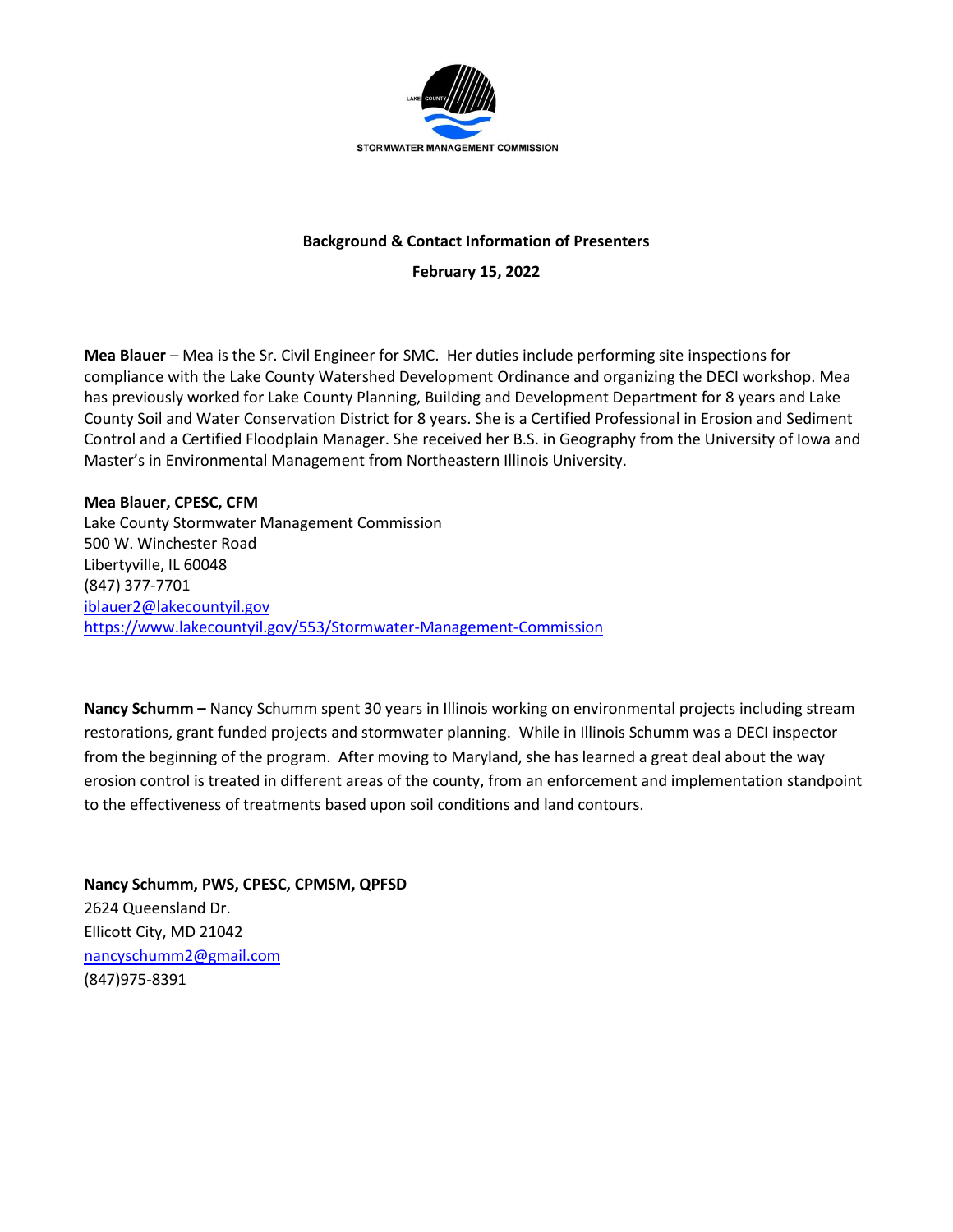STORMWATER MANAGEMENT COMMISSION

**Background & Contact Information of Presenters**

**February 15, 2022**

**Mea Blauer** – Mea is the Sr. Civil Engineer for SMC. Her duties include performing site inspections for compliance with the Lake County Watershed Development Ordinance and organizing the DECI workshop. Mea has previously worked for Lake County Planning, Building and Development Department for 8 years and Lake County Soil and Water Conservation District for 8 years. She is a Certified Professional in Erosion and Sediment Control and a Certified Floodplain Manager. She received her B.S. in Geography from the University of Iowa and Master's in Environmental Management from Northeastern Illinois University.

**Mea Blauer, CPESC, CFM**
Lake County Stormwater Management Commission
500 W. Winchester Road
Libertyville, IL 60048
(847) 377-7701
iblauer2@lakecountyil.gov
https://www.lakecountyil.gov/553/Stormwater-Management-Commission

**Nancy Schumm –** Nancy Schumm spent 30 years in Illinois working on environmental projects including stream restorations, grant funded projects and stormwater planning. While in Illinois Schumm was a DECI inspector from the beginning of the program. After moving to Maryland, she has learned a great deal about the way erosion control is treated in different areas of the county, from an enforcement and implementation standpoint to the effectiveness of treatments based upon soil conditions and land contours.

**Nancy Schumm, PWS, CPESC, CPMSM, QPFSD**
2624 Queensland Dr.
Ellicott City, MD 21042
nancyschumm2@gmail.com
(847)975-8391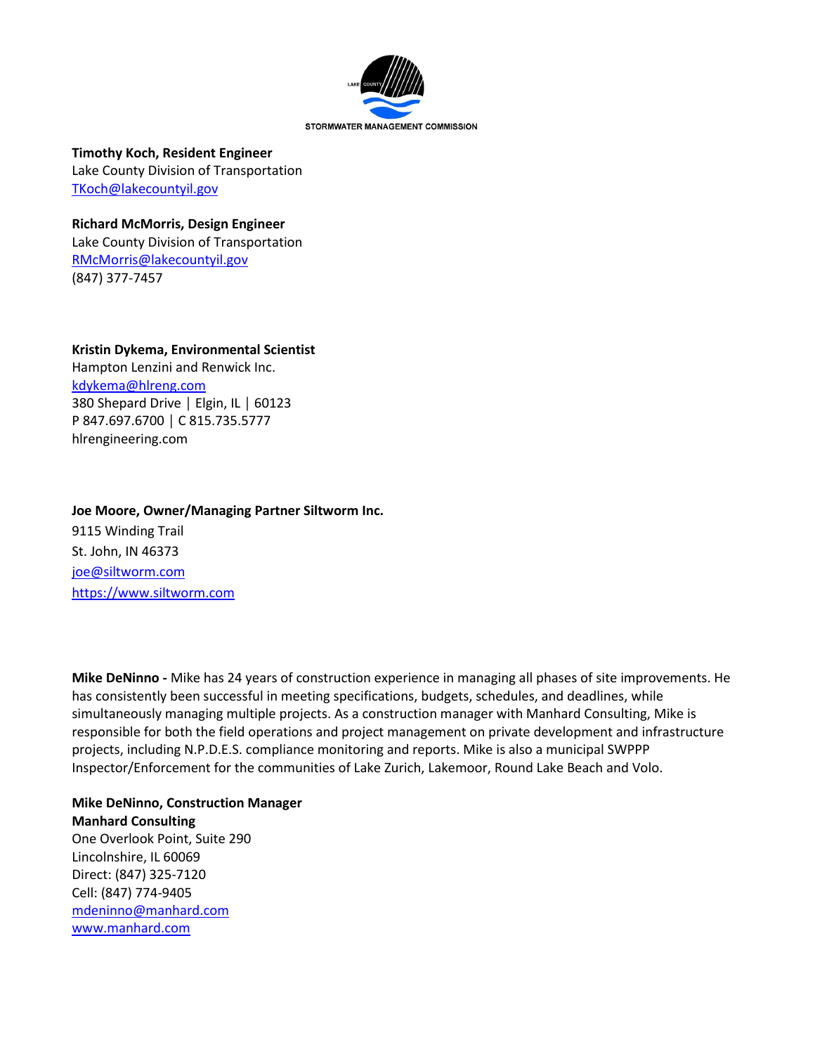STORMWATER MANAGEMENT COMMISSION

**Timothy Koch, Resident Engineer**
Lake County Division of Transportation
TKoch@lakecountyil.gov

**Richard McMorris, Design Engineer**
Lake County Division of Transportation
RMcMorris@lakecountyil.gov
(847) 377-7457

**Kristin Dykema, Environmental Scientist**
Hampton Lenzini and Renwick Inc.
kdykema@hlreng.com
380 Shepard Drive | Elgin, IL | 60123
P 847.697.6700 | C 815.735.5777
hlrengineering.com

**Joe Moore, Owner/Managing Partner Siltworm Inc.**
9115 Winding Trail
St. John, IN 46373
joe@siltworm.com
https://www.siltworm.com

**Mike DeNinno -** Mike has 24 years of construction experience in managing all phases of site improvements. He has consistently been successful in meeting specifications, budgets, schedules, and deadlines, while simultaneously managing multiple projects. As a construction manager with Manhard Consulting, Mike is responsible for both the field operations and project management on private development and infrastructure projects, including N.P.D.E.S. compliance monitoring and reports. Mike is also a municipal SWPPP Inspector/Enforcement for the communities of Lake Zurich, Lakemoor, Round Lake Beach and Volo.

**Mike DeNinno, Construction Manager**
**Manhard Consulting**
One Overlook Point, Suite 290
Lincolnshire, IL 60069
Direct: (847) 325-7120
Cell: (847) 774-9405
mdeninno@manhard.com
www.manhard.com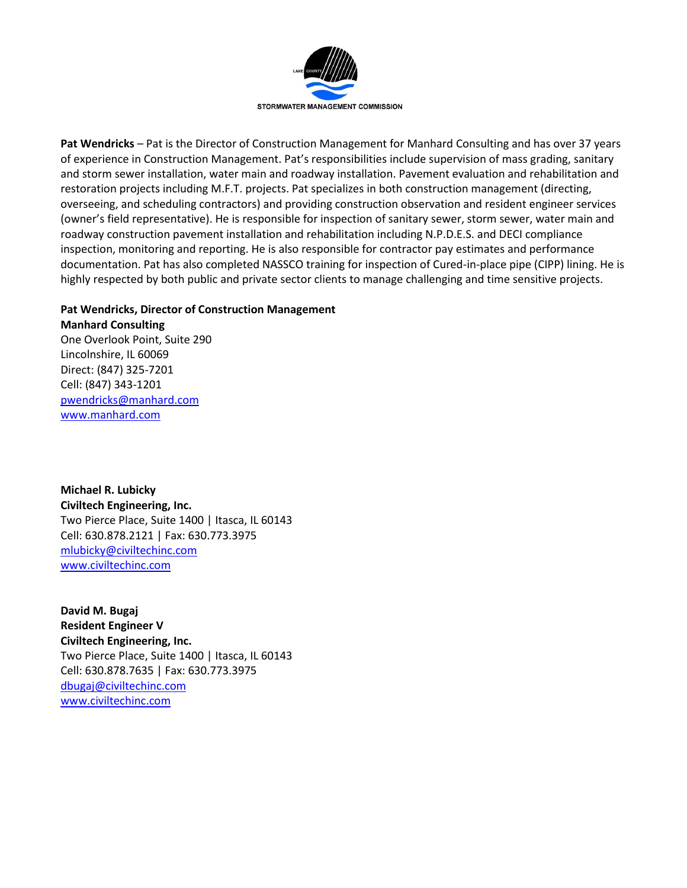**Pat Wendricks** – Pat is the Director of Construction Management for Manhard Consulting and has over 37 years of experience in Construction Management. Pat's responsibilities include supervision of mass grading, sanitary and storm sewer installation, water main and roadway installation. Pavement evaluation and rehabilitation and restoration projects including M.F.T. projects. Pat specializes in both construction management (directing, overseeing, and scheduling contractors) and providing construction observation and resident engineer services (owner's field representative). He is responsible for inspection of sanitary sewer, storm sewer, water main and roadway construction pavement installation and rehabilitation including N.P.D.E.S. and DECI compliance inspection, monitoring and reporting. He is also responsible for contractor pay estimates and performance documentation. Pat has also completed NASSCO training for inspection of Cured-in-place pipe (CIPP) lining. He is highly respected by both public and private sector clients to manage challenging and time sensitive projects.

**Pat Wendricks, Director of Construction Management**
**Manhard Consulting**
One Overlook Point, Suite 290
Lincolnshire, IL 60069
Direct: (847) 325-7201
Cell: (847) 343-1201
pwendricks@manhard.com
www.manhard.com

**Michael R. Lubicky**
**Civiltech Engineering, Inc.**
Two Pierce Place, Suite 1400 | Itasca, IL 60143
Cell: 630.878.2121 | Fax: 630.773.3975
mlubicky@civiltechinc.com
www.civiltechinc.com

**David M. Bugaj**
**Resident Engineer V**
**Civiltech Engineering, Inc.**
Two Pierce Place, Suite 1400 | Itasca, IL 60143
Cell: 630.878.7635 | Fax: 630.773.3975
dbugaj@civiltechinc.com
www.civiltechinc.com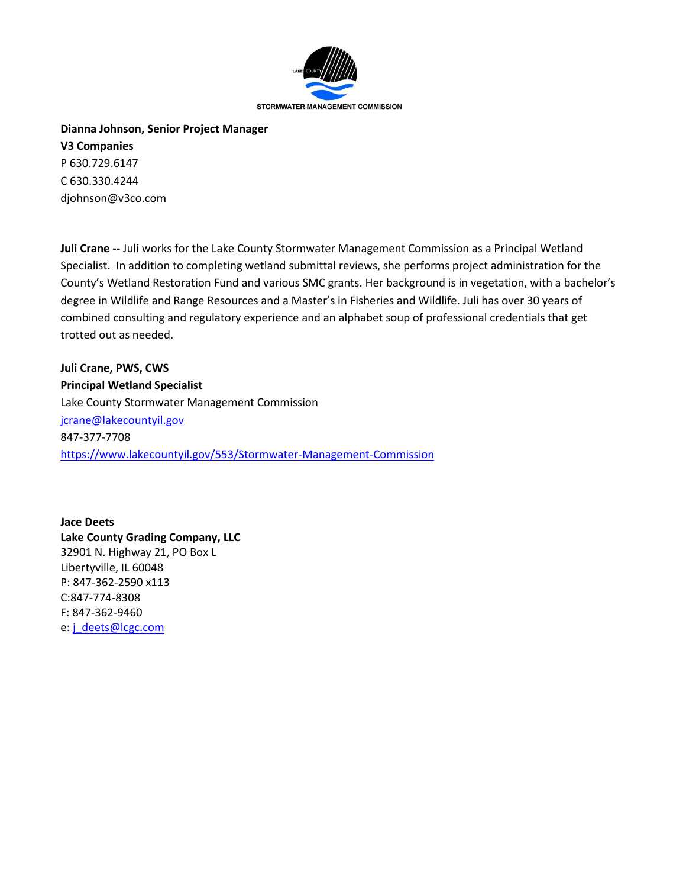STORMWATER MANAGEMENT COMMISSION

**Dianna Johnson, Senior Project Manager**
**V3 Companies**
P 630.729.6147
C 630.330.4244
djohnson@v3co.com

**Juli Crane --** Juli works for the Lake County Stormwater Management Commission as a Principal Wetland Specialist. In addition to completing wetland submittal reviews, she performs project administration for the County's Wetland Restoration Fund and various SMC grants. Her background is in vegetation, with a bachelor's degree in Wildlife and Range Resources and a Master's in Fisheries and Wildlife. Juli has over 30 years of combined consulting and regulatory experience and an alphabet soup of professional credentials that get trotted out as needed.

**Juli Crane, PWS, CWS**
**Principal Wetland Specialist**
Lake County Stormwater Management Commission
jcrane@lakecountyil.gov
847-377-7708
https://www.lakecountyil.gov/553/Stormwater-Management-Commission

**Jace Deets**
**Lake County Grading Company, LLC**
32901 N. Highway 21, PO Box L
Libertyville, IL 60048
P: 847-362-2590 x113
C:847-774-8308
F: 847-362-9460
e: j_deets@lcgc.com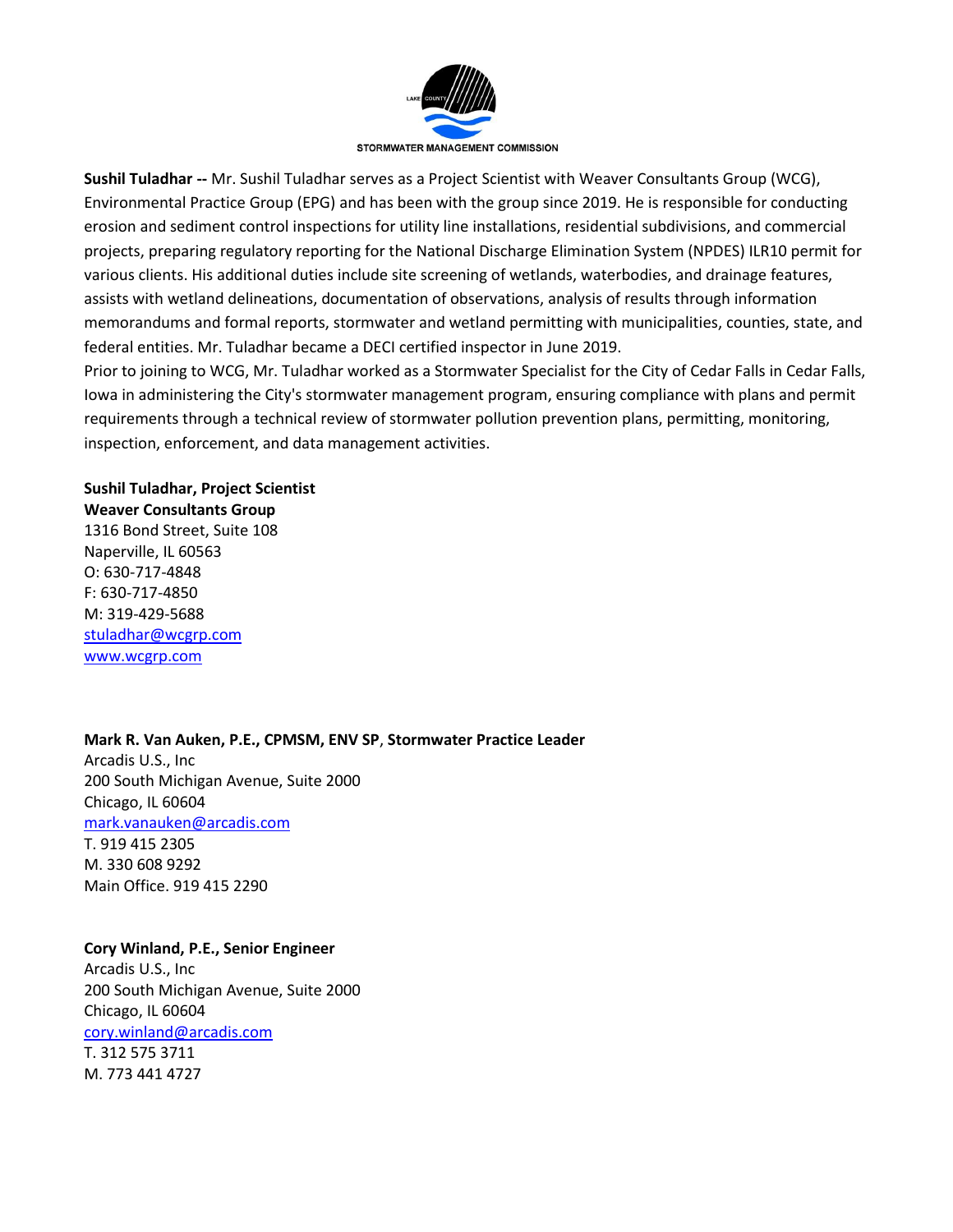STORMWATER MANAGEMENT COMMISSION

**Sushil Tuladhar --** Mr. Sushil Tuladhar serves as a Project Scientist with Weaver Consultants Group (WCG), Environmental Practice Group (EPG) and has been with the group since 2019. He is responsible for conducting erosion and sediment control inspections for utility line installations, residential subdivisions, and commercial projects, preparing regulatory reporting for the National Discharge Elimination System (NPDES) ILR10 permit for various clients. His additional duties include site screening of wetlands, waterbodies, and drainage features, assists with wetland delineations, documentation of observations, analysis of results through information memorandums and formal reports, stormwater and wetland permitting with municipalities, counties, state, and federal entities. Mr. Tuladhar became a DECI certified inspector in June 2019.
Prior to joining to WCG, Mr. Tuladhar worked as a Stormwater Specialist for the City of Cedar Falls in Cedar Falls, Iowa in administering the City's stormwater management program, ensuring compliance with plans and permit requirements through a technical review of stormwater pollution prevention plans, permitting, monitoring, inspection, enforcement, and data management activities.

**Sushil Tuladhar, Project Scientist**
**Weaver Consultants Group**
1316 Bond Street, Suite 108
Naperville, IL 60563
O: 630-717-4848
F: 630-717-4850
M: 319-429-5688
stuladhar@wcgrp.com
www.wcgrp.com

**Mark R. Van Auken, P.E., CPMSM, ENV SP**, **Stormwater Practice Leader**
Arcadis U.S., Inc
200 South Michigan Avenue, Suite 2000
Chicago, IL 60604
mark.vanauken@arcadis.com
T. 919 415 2305
M. 330 608 9292
Main Office. 919 415 2290

**Cory Winland, P.E., Senior Engineer**
Arcadis U.S., Inc
200 South Michigan Avenue, Suite 2000
Chicago, IL 60604
cory.winland@arcadis.com
T. 312 575 3711
M. 773 441 4727